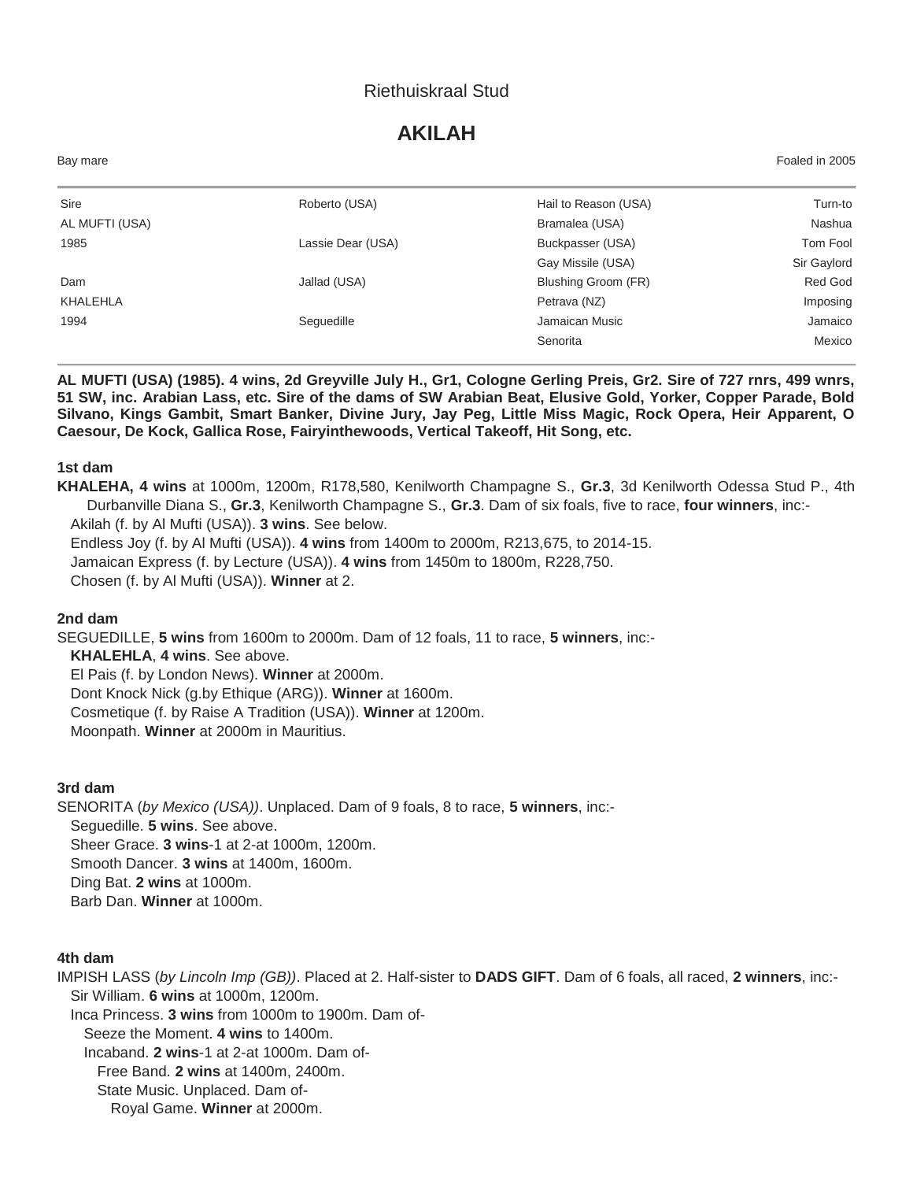Riethuiskraal Stud

# AKILAH

Bay mare | Foaled in 2005

| | | | |
|---|---|---|---|
| Sire | Roberto (USA) | Hail to Reason (USA) | Turn-to |
| AL MUFTI (USA) | | Bramalea (USA) | Nashua |
| 1985 | Lassie Dear (USA) | Buckpasser (USA) | Tom Fool |
| | | Gay Missile (USA) | Sir Gaylord |
| Dam | Jallad (USA) | Blushing Groom (FR) | Red God |
| KHALEHLA | | Petrava (NZ) | Imposing |
| 1994 | Seguedille | Jamaican Music | Jamaico |
| | | Senorita | Mexico |

**AL MUFTI (USA) (1985). 4 wins, 2d Greyville July H., Gr1, Cologne Gerling Preis, Gr2. Sire of 727 rnrs, 499 wnrs, 51 SW, inc. Arabian Lass, etc. Sire of the dams of SW Arabian Beat, Elusive Gold, Yorker, Copper Parade, Bold Silvano, Kings Gambit, Smart Banker, Divine Jury, Jay Peg, Little Miss Magic, Rock Opera, Heir Apparent, O Caesour, De Kock, Gallica Rose, Fairyinthewoods, Vertical Takeoff, Hit Song, etc.**

**1st dam**

**KHALEHA, 4 wins** at 1000m, 1200m, R178,580, Kenilworth Champagne S., **Gr.3**, 3d Kenilworth Odessa Stud P., 4th Durbanville Diana S., **Gr.3**, Kenilworth Champagne S., **Gr.3**. Dam of six foals, five to race, **four winners**, inc:-

Akilah (f. by Al Mufti (USA)). **3 wins**. See below.
Endless Joy (f. by Al Mufti (USA)). **4 wins** from 1400m to 2000m, R213,675, to 2014-15.
Jamaican Express (f. by Lecture (USA)). **4 wins** from 1450m to 1800m, R228,750.
Chosen (f. by Al Mufti (USA)). **Winner** at 2.

**2nd dam**

SEGUEDILLE, **5 wins** from 1600m to 2000m. Dam of 12 foals, 11 to race, **5 winners**, inc:-

**KHALEHLA**, **4 wins**. See above.
El Pais (f. by London News). **Winner** at 2000m.
Dont Knock Nick (g.by Ethique (ARG)). **Winner** at 1600m.
Cosmetique (f. by Raise A Tradition (USA)). **Winner** at 1200m.
Moonpath. **Winner** at 2000m in Mauritius.

**3rd dam**

SENORITA (*by Mexico (USA))*. Unplaced. Dam of 9 foals, 8 to race, **5 winners**, inc:-

Seguedille. **5 wins**. See above.
Sheer Grace. **3 wins**-1 at 2-at 1000m, 1200m.
Smooth Dancer. **3 wins** at 1400m, 1600m.
Ding Bat. **2 wins** at 1000m.
Barb Dan. **Winner** at 1000m.

**4th dam**

IMPISH LASS (*by Lincoln Imp (GB))*. Placed at 2. Half-sister to **DADS GIFT**. Dam of 6 foals, all raced, **2 winners**, inc:-

Sir William. **6 wins** at 1000m, 1200m.
Inca Princess. **3 wins** from 1000m to 1900m. Dam of-
- Seeze the Moment. **4 wins** to 1400m.
- Incaband. **2 wins**-1 at 2-at 1000m. Dam of-
  - Free Band. **2 wins** at 1400m, 2400m.
  - State Music. Unplaced. Dam of-
    - Royal Game. **Winner** at 2000m.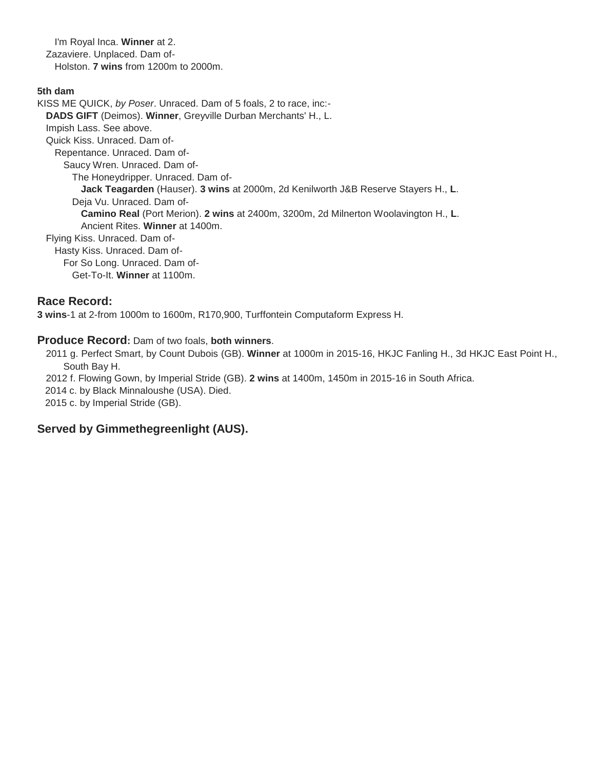I'm Royal Inca. **Winner** at 2.
Zazaviere. Unplaced. Dam of-
Holston. **7 wins** from 1200m to 2000m.

**5th dam**

KISS ME QUICK, *by Poser*. Unraced. Dam of 5 foals, 2 to race, inc:-
**DADS GIFT** (Deimos). **Winner**, Greyville Durban Merchants' H., L.
Impish Lass. See above.
Quick Kiss. Unraced. Dam of-
Repentance. Unraced. Dam of-
Saucy Wren. Unraced. Dam of-
The Honeydripper. Unraced. Dam of-
**Jack Teagarden** (Hauser). **3 wins** at 2000m, 2d Kenilworth J&B Reserve Stayers H., **L**.
Deja Vu. Unraced. Dam of-
**Camino Real** (Port Merion). **2 wins** at 2400m, 3200m, 2d Milnerton Woolavington H., **L**.
Ancient Rites. **Winner** at 1400m.
Flying Kiss. Unraced. Dam of-
Hasty Kiss. Unraced. Dam of-
For So Long. Unraced. Dam of-
Get-To-It. **Winner** at 1100m.

## Race Record:

**3 wins**-1 at 2-from 1000m to 1600m, R170,900, Turffontein Computaform Express H.

## Produce Record: Dam of two foals, **both winners**.

2011 g. Perfect Smart, by Count Dubois (GB). **Winner** at 1000m in 2015-16, HKJC Fanling H., 3d HKJC East Point H., South Bay H.
2012 f. Flowing Gown, by Imperial Stride (GB). **2 wins** at 1400m, 1450m in 2015-16 in South Africa.
2014 c. by Black Minnaloushe (USA). Died.
2015 c. by Imperial Stride (GB).

## Served by Gimmethegreenlight (AUS).